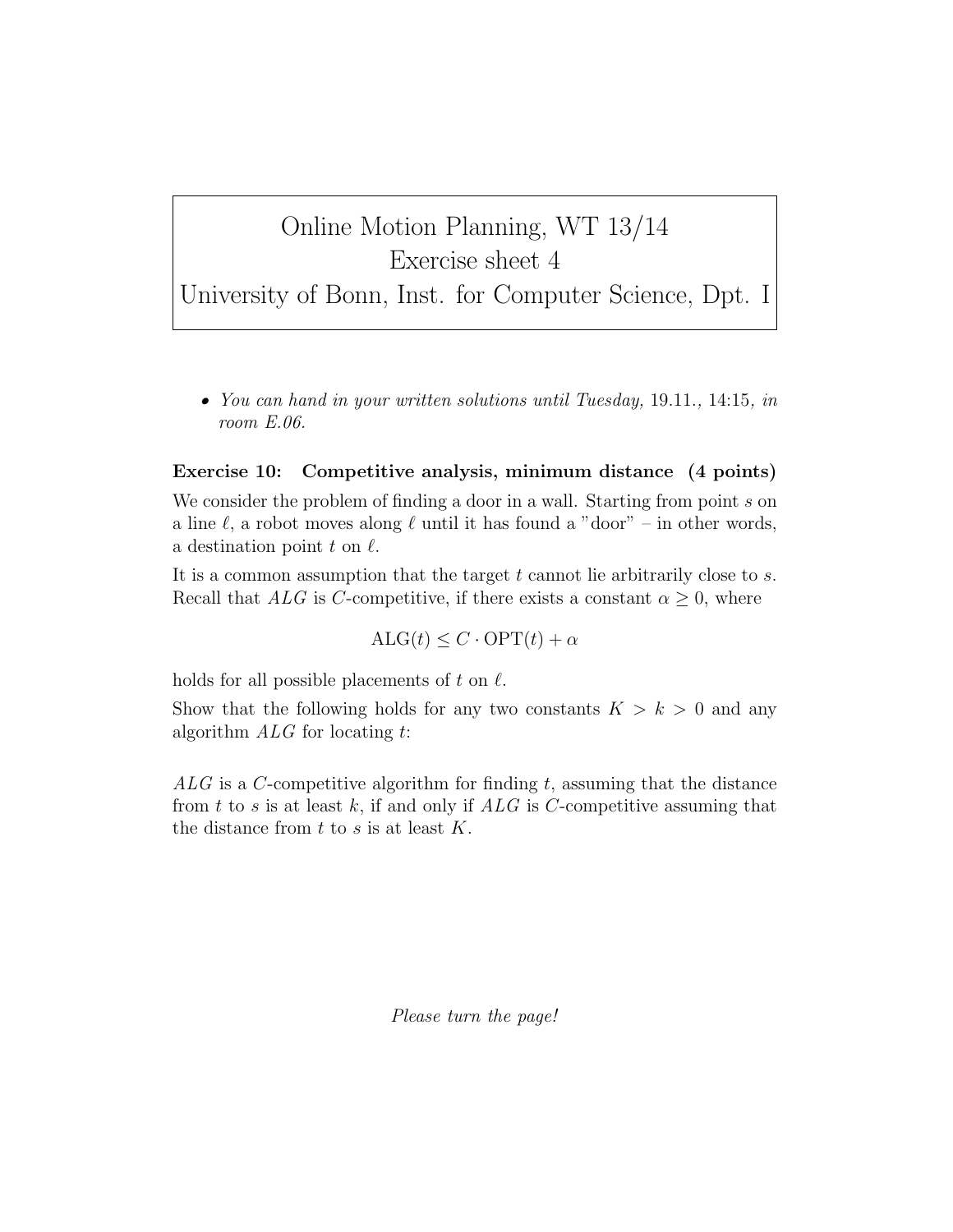# Online Motion Planning, WT 13/14
## Exercise sheet 4
## University of Bonn, Inst. for Computer Science, Dpt. I

- *You can hand in your written solutions until Tuesday,* 19.11., 14:15*, in room E.06.*

**Exercise 10: Competitive analysis, minimum distance (4 points)**

We consider the problem of finding a door in a wall. Starting from point $s$ on a line $\ell$, a robot moves along $\ell$ until it has found a "door" – in other words, a destination point $t$ on $\ell$.

It is a common assumption that the target $t$ cannot lie arbitrarily close to $s$. Recall that $ALG$ is $C$-competitive, if there exists a constant $\alpha \geq 0$, where

$$\text{ALG}(t) \leq C \cdot \text{OPT}(t) + \alpha$$

holds for all possible placements of $t$ on $\ell$.

Show that the following holds for any two constants $K > k > 0$ and any algorithm $ALG$ for locating $t$:

$ALG$ is a $C$-competitive algorithm for finding $t$, assuming that the distance from $t$ to $s$ is at least $k$, if and only if $ALG$ is $C$-competitive assuming that the distance from $t$ to $s$ is at least $K$.

*Please turn the page!*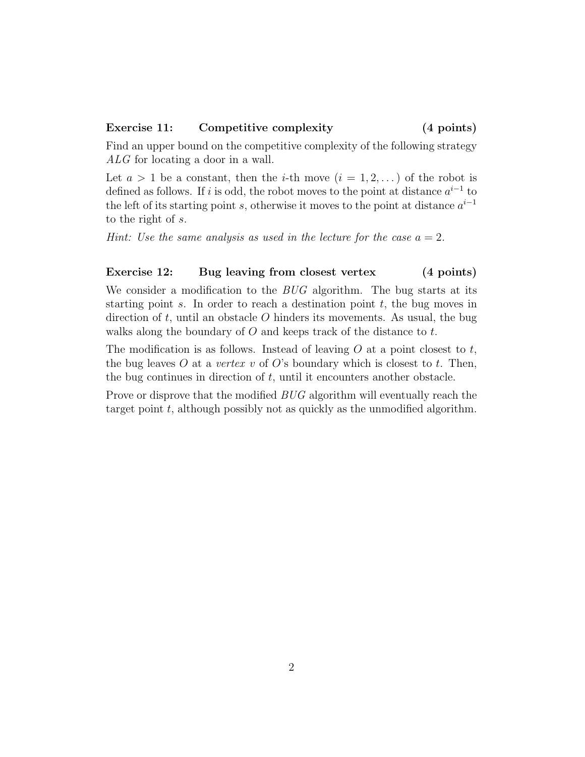**Exercise 11: Competitive complexity (4 points)**

Find an upper bound on the competitive complexity of the following strategy *ALG* for locating a door in a wall.

Let $a > 1$ be a constant, then the $i$-th move ($i = 1, 2, \dots$) of the robot is defined as follows. If $i$ is odd, the robot moves to the point at distance $a^{i-1}$ to the left of its starting point $s$, otherwise it moves to the point at distance $a^{i-1}$ to the right of $s$.

*Hint: Use the same analysis as used in the lecture for the case $a = 2$.*

**Exercise 12: Bug leaving from closest vertex (4 points)**

We consider a modification to the *BUG* algorithm. The bug starts at its starting point $s$. In order to reach a destination point $t$, the bug moves in direction of $t$, until an obstacle $O$ hinders its movements. As usual, the bug walks along the boundary of $O$ and keeps track of the distance to $t$.

The modification is as follows. Instead of leaving $O$ at a point closest to $t$, the bug leaves $O$ at a *vertex* $v$ of $O$'s boundary which is closest to $t$. Then, the bug continues in direction of $t$, until it encounters another obstacle.

Prove or disprove that the modified *BUG* algorithm will eventually reach the target point $t$, although possibly not as quickly as the unmodified algorithm.